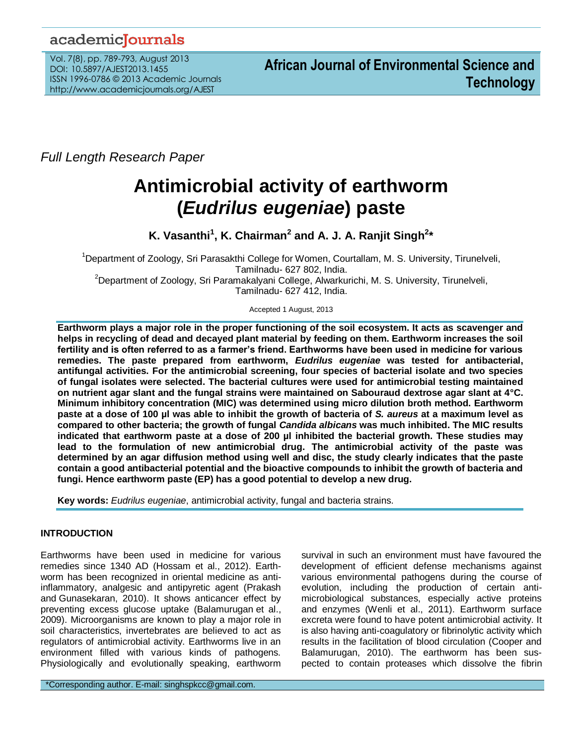Full Length Research Paper

# Antimicrobial activity of earthworm (*Eudrilus eugeniae*) paste

**K. Vasanthi[1], K. Chairman[2] and A. J. A. Ranjit Singh[2]***

[1]Department of Zoology, Sri Parasakthi College for Women, Courtallam, M. S. University, Tirunelveli, Tamilnadu- 627 802, India.
[2]Department of Zoology, Sri Paramakalyani College, Alwarkurichi, M. S. University, Tirunelveli, Tamilnadu- 627 412, India.

Accepted 1 August, 2013

**Earthworm plays a major role in the proper functioning of the soil ecosystem. It acts as scavenger and helps in recycling of dead and decayed plant material by feeding on them. Earthworm increases the soil fertility and is often referred to as a farmer's friend. Earthworms have been used in medicine for various remedies. The paste prepared from earthworm, *Eudrilus eugeniae* was tested for antibacterial, antifungal activities. For the antimicrobial screening, four species of bacterial isolate and two species of fungal isolates were selected. The bacterial cultures were used for antimicrobial testing maintained on nutrient agar slant and the fungal strains were maintained on Sabouraud dextrose agar slant at 4°C. Minimum inhibitory concentration (MIC) was determined using micro dilution broth method. Earthworm paste at a dose of 100 µl was able to inhibit the growth of bacteria of *S. aureus* at a maximum level as compared to other bacteria; the growth of fungal *Candida albicans* was much inhibited. The MIC results indicated that earthworm paste at a dose of 200 µl inhibited the bacterial growth. These studies may lead to the formulation of new antimicrobial drug. The antimicrobial activity of the paste was determined by an agar diffusion method using well and disc, the study clearly indicates that the paste contain a good antibacterial potential and the bioactive compounds to inhibit the growth of bacteria and fungi. Hence earthworm paste (EP) has a good potential to develop a new drug.**

**Key words:** *Eudrilus eugeniae*, antimicrobial activity, fungal and bacteria strains.

## INTRODUCTION

Earthworms have been used in medicine for various remedies since 1340 AD (Hossam et al., 2012). Earthworm has been recognized in oriental medicine as anti-inflammatory, analgesic and antipyretic agent (Prakash and Gunasekaran, 2010). It shows anticancer effect by preventing excess glucose uptake (Balamurugan et al., 2009). Microorganisms are known to play a major role in soil characteristics, invertebrates are believed to act as regulators of antimicrobial activity. Earthworms live in an environment filled with various kinds of pathogens. Physiologically and evolutionally speaking, earthworm survival in such an environment must have favoured the development of efficient defense mechanisms against various environmental pathogens during the course of evolution, including the production of certain anti-microbiological substances, especially active proteins and enzymes (Wenli et al., 2011). Earthworm surface excreta were found to have potent antimicrobial activity. It is also having anti-coagulatory or fibrinolytic activity which results in the facilitation of blood circulation (Cooper and Balamurugan, 2010). The earthworm has been suspected to contain proteases which dissolve the fibrin

*Corresponding author. E-mail: singhspkcc@gmail.com.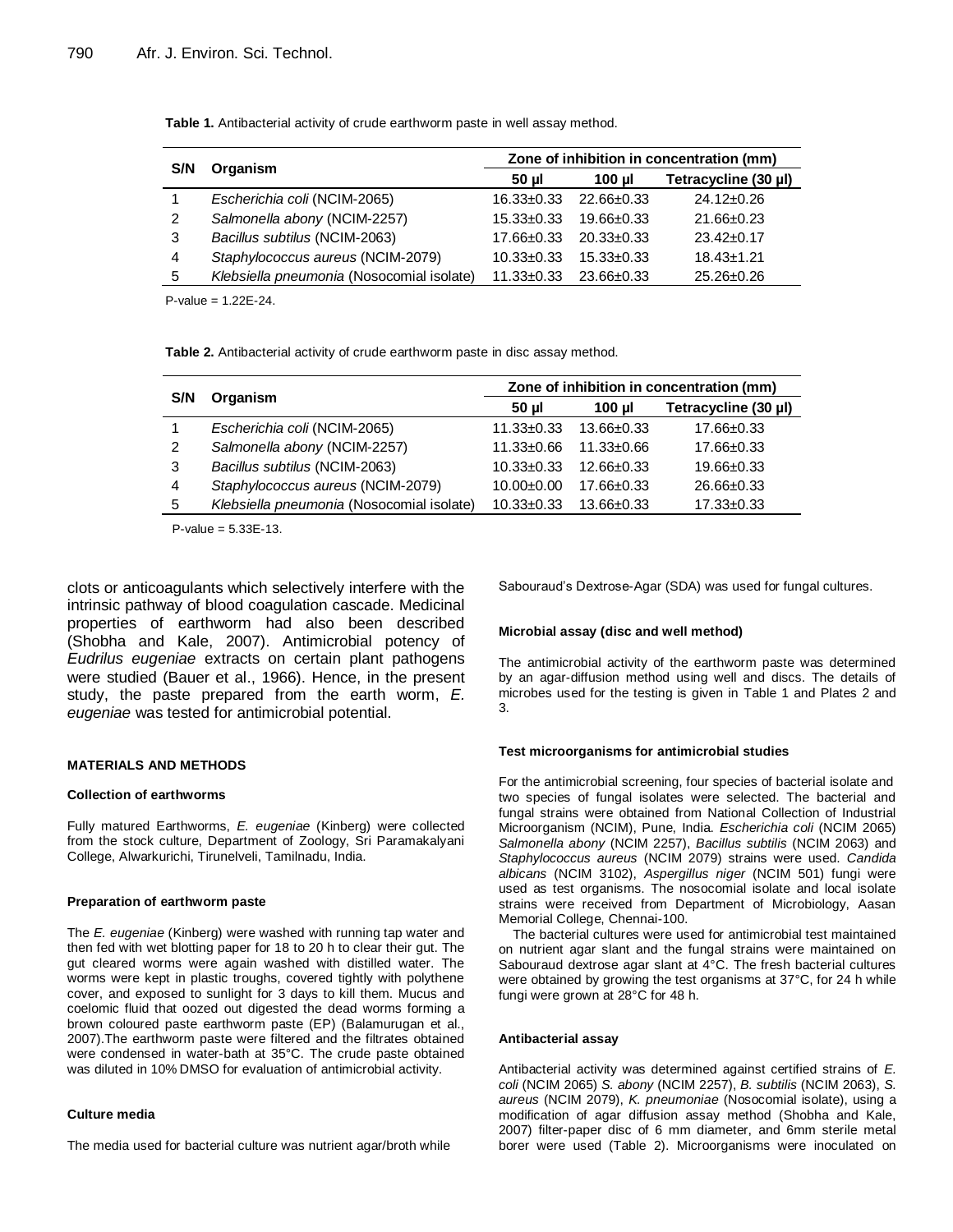**Table 1.** Antibacterial activity of crude earthworm paste in well assay method.

| S/N | Organism | Zone of inhibition in concentration (mm) | | |
|---|---|---|---|---|
| | | 50 µl | 100 µl | Tetracycline (30 µl) |
| 1 | *Escherichia coli* (NCIM-2065) | 16.33±0.33 | 22.66±0.33 | 24.12±0.26 |
| 2 | *Salmonella abony* (NCIM-2257) | 15.33±0.33 | 19.66±0.33 | 21.66±0.23 |
| 3 | *Bacillus subtilus* (NCIM-2063) | 17.66±0.33 | 20.33±0.33 | 23.42±0.17 |
| 4 | *Staphyloccocus aureus* (NCIM-2079) | 10.33±0.33 | 15.33±0.33 | 18.43±1.21 |
| 5 | *Klebsiella pneumonia* (Nosocomial isolate) | 11.33±0.33 | 23.66±0.33 | 25.26±0.26 |

P-value = 1.22E-24.

**Table 2.** Antibacterial activity of crude earthworm paste in disc assay method.

| S/N | Organism | Zone of inhibition in concentration (mm) | | |
|---|---|---|---|---|
| | | 50 µl | 100 µl | Tetracycline (30 µl) |
| 1 | *Escherichia coli* (NCIM-2065) | 11.33±0.33 | 13.66±0.33 | 17.66±0.33 |
| 2 | *Salmonella abony* (NCIM-2257) | 11.33±0.66 | 11.33±0.66 | 17.66±0.33 |
| 3 | *Bacillus subtilus* (NCIM-2063) | 10.33±0.33 | 12.66±0.33 | 19.66±0.33 |
| 4 | *Staphyloccocus aureus* (NCIM-2079) | 10.00±0.00 | 17.66±0.33 | 26.66±0.33 |
| 5 | *Klebsiella pneumonia* (Nosocomial isolate) | 10.33±0.33 | 13.66±0.33 | 17.33±0.33 |

P-value = 5.33E-13.

clots or anticoagulants which selectively interfere with the intrinsic pathway of blood coagulation cascade. Medicinal properties of earthworm had also been described (Shobha and Kale, 2007). Antimicrobial potency of *Eudrilus eugeniae* extracts on certain plant pathogens were studied (Bauer et al., 1966). Hence, in the present study, the paste prepared from the earth worm, *E. eugeniae* was tested for antimicrobial potential.

## MATERIALS AND METHODS

### Collection of earthworms

Fully matured Earthworms, *E. eugeniae* (Kinberg) were collected from the stock culture, Department of Zoology, Sri Paramakalyani College, Alwarkurichi, Tirunelveli, Tamilnadu, India.

### Preparation of earthworm paste

The *E. eugeniae* (Kinberg) were washed with running tap water and then fed with wet blotting paper for 18 to 20 h to clear their gut. The gut cleared worms were again washed with distilled water. The worms were kept in plastic troughs, covered tightly with polythene cover, and exposed to sunlight for 3 days to kill them. Mucus and coelomic fluid that oozed out digested the dead worms forming a brown coloured paste earthworm paste (EP) (Balamurugan et al., 2007).The earthworm paste were filtered and the filtrates obtained were condensed in water-bath at 35°C. The crude paste obtained was diluted in 10% DMSO for evaluation of antimicrobial activity.

### Culture media

The media used for bacterial culture was nutrient agar/broth while Sabouraud's Dextrose-Agar (SDA) was used for fungal cultures.

### Microbial assay (disc and well method)

The antimicrobial activity of the earthworm paste was determined by an agar-diffusion method using well and discs. The details of microbes used for the testing is given in Table 1 and Plates 2 and 3.

### Test microorganisms for antimicrobial studies

For the antimicrobial screening, four species of bacterial isolate and two species of fungal isolates were selected. The bacterial and fungal strains were obtained from National Collection of Industrial Microorganism (NCIM), Pune, India. *Escherichia coli* (NCIM 2065) *Salmonella abony* (NCIM 2257), *Bacillus subtilis* (NCIM 2063) and *Staphylococcus aureus* (NCIM 2079) strains were used. *Candida albicans* (NCIM 3102), *Aspergillus niger* (NCIM 501) fungi were used as test organisms. The nosocomial isolate and local isolate strains were received from Department of Microbiology, Aasan Memorial College, Chennai-100.

The bacterial cultures were used for antimicrobial test maintained on nutrient agar slant and the fungal strains were maintained on Sabouraud dextrose agar slant at 4°C. The fresh bacterial cultures were obtained by growing the test organisms at 37°C, for 24 h while fungi were grown at 28°C for 48 h.

### Antibacterial assay

Antibacterial activity was determined against certified strains of *E. coli* (NCIM 2065) *S. abony* (NCIM 2257), *B. subtilis* (NCIM 2063), *S. aureus* (NCIM 2079), *K. pneumoniae* (Nosocomial isolate), using a modification of agar diffusion assay method (Shobha and Kale, 2007) filter-paper disc of 6 mm diameter, and 6mm sterile metal borer were used (Table 2). Microorganisms were inoculated on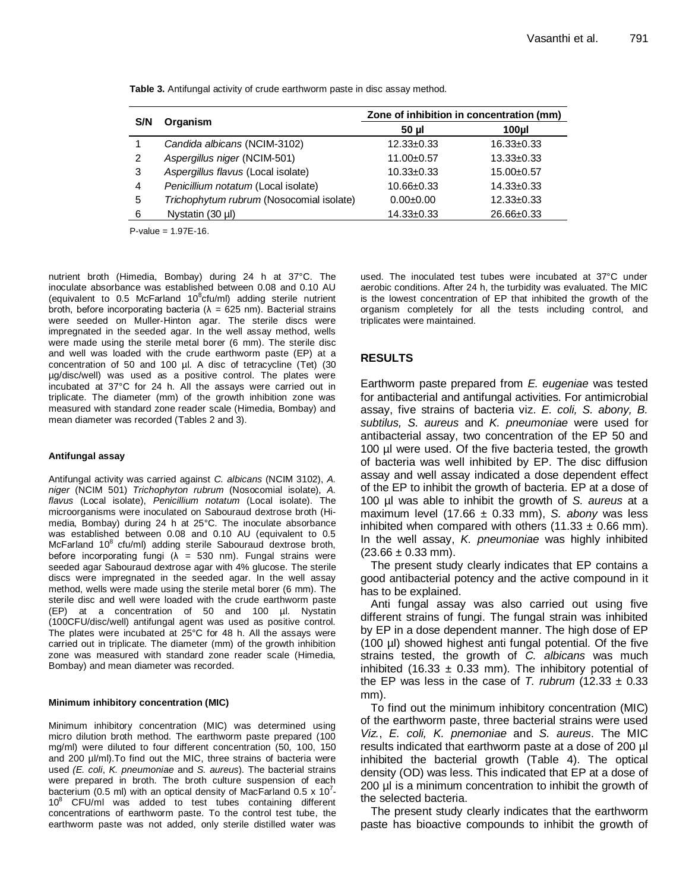**Table 3.** Antifungal activity of crude earthworm paste in disc assay method.

| S/N | Organism | Zone of inhibition in concentration (mm) | |
|---|---|---|---|
| | | 50 µl | 100µl |
| 1 | *Candida albicans* (NCIM-3102) | 12.33±0.33 | 16.33±0.33 |
| 2 | *Aspergillus niger* (NCIM-501) | 11.00±0.57 | 13.33±0.33 |
| 3 | *Aspergillus flavus* (Local isolate) | 10.33±0.33 | 15.00±0.57 |
| 4 | *Penicillium notatum* (Local isolate) | 10.66±0.33 | 14.33±0.33 |
| 5 | *Trichophytum rubrum* (Nosocomial isolate) | 0.00±0.00 | 12.33±0.33 |
| 6 | Nystatin (30 µl) | 14.33±0.33 | 26.66±0.33 |

P-value = 1.97E-16.

nutrient broth (Himedia, Bombay) during 24 h at 37°C. The inoculate absorbance was established between 0.08 and 0.10 AU (equivalent to 0.5 McFarland $10^8$cfu/ml) adding sterile nutrient broth, before incorporating bacteria (λ = 625 nm). Bacterial strains were seeded on Muller-Hinton agar. The sterile discs were impregnated in the seeded agar. In the well assay method, wells were made using the sterile metal borer (6 mm). The sterile disc and well was loaded with the crude earthworm paste (EP) at a concentration of 50 and 100 µl. A disc of tetracycline (Tet) (30 µg/disc/well) was used as a positive control. The plates were incubated at 37°C for 24 h. All the assays were carried out in triplicate. The diameter (mm) of the growth inhibition zone was measured with standard zone reader scale (Himedia, Bombay) and mean diameter was recorded (Tables 2 and 3).

#### Antifungal assay

Antifungal activity was carried against *C. albicans* (NCIM 3102), *A. niger* (NCIM 501) *Trichophyton rubrum* (Nosocomial isolate), *A. flavus* (Local isolate), *Penicillium notatum* (Local isolate). The microorganisms were inoculated on Sabouraud dextrose broth (Hi-media, Bombay) during 24 h at 25°C. The inoculate absorbance was established between 0.08 and 0.10 AU (equivalent to 0.5 McFarland $10^8$ cfu/ml) adding sterile Sabouraud dextrose broth, before incorporating fungi (λ = 530 nm). Fungal strains were seeded agar Sabouraud dextrose agar with 4% glucose. The sterile discs were impregnated in the seeded agar. In the well assay method, wells were made using the sterile metal borer (6 mm). The sterile disc and well were loaded with the crude earthworm paste (EP) at a concentration of 50 and 100 µl. Nystatin (100CFU/disc/well) antifungal agent was used as positive control. The plates were incubated at 25°C for 48 h. All the assays were carried out in triplicate. The diameter (mm) of the growth inhibition zone was measured with standard zone reader scale (Himedia, Bombay) and mean diameter was recorded.

#### Minimum inhibitory concentration (MIC)

Minimum inhibitory concentration (MIC) was determined using micro dilution broth method. The earthworm paste prepared (100 mg/ml) were diluted to four different concentration (50, 100, 150 and 200 µl/ml).To find out the MIC, three strains of bacteria were used *(E. coli*, *K. pneumoniae* and *S. aureus*). The bacterial strains were prepared in broth. The broth culture suspension of each bacterium (0.5 ml) with an optical density of MacFarland 0.5 x $10^7$-$10^8$ CFU/ml was added to test tubes containing different concentrations of earthworm paste. To the control test tube, the earthworm paste was not added, only sterile distilled water was used. The inoculated test tubes were incubated at 37°C under aerobic conditions. After 24 h, the turbidity was evaluated. The MIC is the lowest concentration of EP that inhibited the growth of the organism completely for all the tests including control, and triplicates were maintained.

## RESULTS

Earthworm paste prepared from *E. eugeniae* was tested for antibacterial and antifungal activities. For antimicrobial assay, five strains of bacteria viz. *E. coli, S. abony, B. subtilus, S. aureus* and *K. pneumoniae* were used for antibacterial assay, two concentration of the EP 50 and 100 µl were used. Of the five bacteria tested, the growth of bacteria was well inhibited by EP. The disc diffusion assay and well assay indicated a dose dependent effect of the EP to inhibit the growth of bacteria. EP at a dose of 100 µl was able to inhibit the growth of *S. aureus* at a maximum level (17.66 ± 0.33 mm), *S. abony* was less inhibited when compared with others (11.33 ± 0.66 mm). In the well assay, *K. pneumoniae* was highly inhibited (23.66 ± 0.33 mm).

The present study clearly indicates that EP contains a good antibacterial potency and the active compound in it has to be explained.

Anti fungal assay was also carried out using five different strains of fungi. The fungal strain was inhibited by EP in a dose dependent manner. The high dose of EP (100 µl) showed highest anti fungal potential. Of the five strains tested, the growth of *C. albicans* was much inhibited (16.33 ± 0.33 mm). The inhibitory potential of the EP was less in the case of *T. rubrum* (12.33 ± 0.33 mm).

To find out the minimum inhibitory concentration (MIC) of the earthworm paste, three bacterial strains were used *Viz.*, *E. coli, K. pnemoniae* and *S. aureus*. The MIC results indicated that earthworm paste at a dose of 200 µl inhibited the bacterial growth (Table 4). The optical density (OD) was less. This indicated that EP at a dose of 200 µl is a minimum concentration to inhibit the growth of the selected bacteria.

The present study clearly indicates that the earthworm paste has bioactive compounds to inhibit the growth of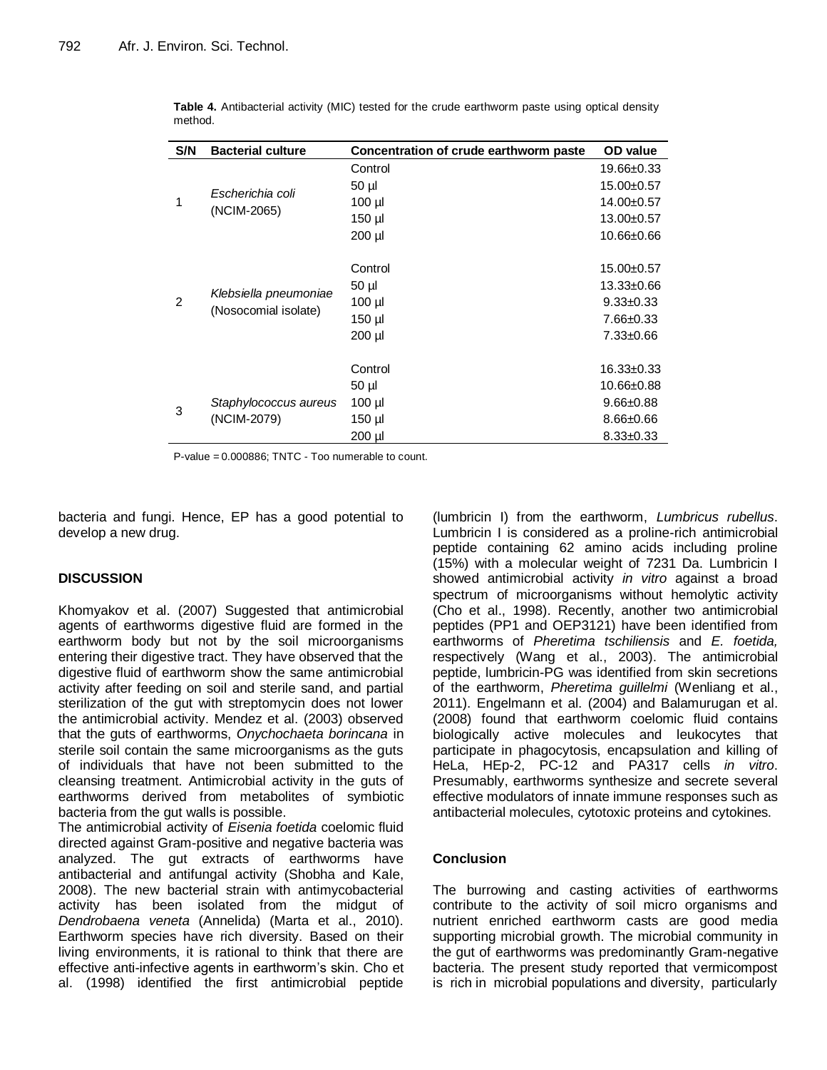**Table 4.** Antibacterial activity (MIC) tested for the crude earthworm paste using optical density method.

| S/N | Bacterial culture | Concentration of crude earthworm paste | OD value |
|---|---|---|---|
| 1 | *Escherichia coli* (NCIM-2065) | Control | 19.66±0.33 |
| | | 50 µl | 15.00±0.57 |
| | | 100 µl | 14.00±0.57 |
| | | 150 µl | 13.00±0.57 |
| | | 200 µl | 10.66±0.66 |
| 2 | *Klebsiella pneumoniae* (Nosocomial isolate) | Control | 15.00±0.57 |
| | | 50 µl | 13.33±0.66 |
| | | 100 µl | 9.33±0.33 |
| | | 150 µl | 7.66±0.33 |
| | | 200 µl | 7.33±0.66 |
| 3 | *Staphylococcus aureus* (NCIM-2079) | Control | 16.33±0.33 |
| | | 50 µl | 10.66±0.88 |
| | | 100 µl | 9.66±0.88 |
| | | 150 µl | 8.66±0.66 |
| | | 200 µl | 8.33±0.33 |

P-value = 0.000886; TNTC - Too numerable to count.

bacteria and fungi. Hence, EP has a good potential to develop a new drug.

## DISCUSSION

Khomyakov et al. (2007) Suggested that antimicrobial agents of earthworms digestive fluid are formed in the earthworm body but not by the soil microorganisms entering their digestive tract. They have observed that the digestive fluid of earthworm show the same antimicrobial activity after feeding on soil and sterile sand, and partial sterilization of the gut with streptomycin does not lower the antimicrobial activity. Mendez et al. (2003) observed that the guts of earthworms, *Onychochaeta borincana* in sterile soil contain the same microorganisms as the guts of individuals that have not been submitted to the cleansing treatment. Antimicrobial activity in the guts of earthworms derived from metabolites of symbiotic bacteria from the gut walls is possible.

The antimicrobial activity of *Eisenia foetida* coelomic fluid directed against Gram-positive and negative bacteria was analyzed. The gut extracts of earthworms have antibacterial and antifungal activity (Shobha and Kale, 2008). The new bacterial strain with antimycobacterial activity has been isolated from the midgut of *Dendrobaena veneta* (Annelida) (Marta et al., 2010). Earthworm species have rich diversity. Based on their living environments, it is rational to think that there are effective anti-infective agents in earthworm's skin. Cho et al. (1998) identified the first antimicrobial peptide (lumbricin I) from the earthworm, *Lumbricus rubellus*. Lumbricin I is considered as a proline-rich antimicrobial peptide containing 62 amino acids including proline (15%) with a molecular weight of 7231 Da. Lumbricin I showed antimicrobial activity *in vitro* against a broad spectrum of microorganisms without hemolytic activity (Cho et al., 1998). Recently, another two antimicrobial peptides (PP1 and OEP3121) have been identified from earthworms of *Pheretima tschiliensis* and *E. foetida,* respectively (Wang et al., 2003). The antimicrobial peptide, lumbricin-PG was identified from skin secretions of the earthworm, *Pheretima guillelmi* (Wenliang et al., 2011). Engelmann et al. (2004) and Balamurugan et al. (2008) found that earthworm coelomic fluid contains biologically active molecules and leukocytes that participate in phagocytosis, encapsulation and killing of HeLa, HEp-2, PC-12 and PA317 cells *in vitro*. Presumably, earthworms synthesize and secrete several effective modulators of innate immune responses such as antibacterial molecules, cytotoxic proteins and cytokines.

### Conclusion

The burrowing and casting activities of earthworms contribute to the activity of soil micro organisms and nutrient enriched earthworm casts are good media supporting microbial growth. The microbial community in the gut of earthworms was predominantly Gram-negative bacteria. The present study reported that vermicompost is rich in microbial populations and diversity, particularly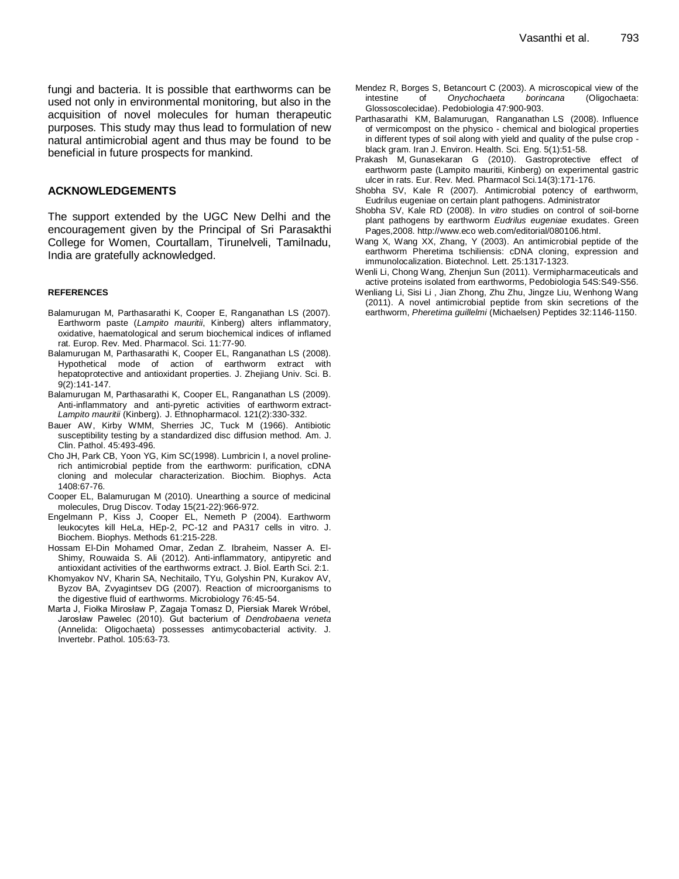fungi and bacteria. It is possible that earthworms can be used not only in environmental monitoring, but also in the acquisition of novel molecules for human therapeutic purposes. This study may thus lead to formulation of new natural antimicrobial agent and thus may be found to be beneficial in future prospects for mankind.

## ACKNOWLEDGEMENTS

The support extended by the UGC New Delhi and the encouragement given by the Principal of Sri Parasakthi College for Women, Courtallam, Tirunelveli, Tamilnadu, India are gratefully acknowledged.

## REFERENCES

Balamurugan M, Parthasarathi K, Cooper E, Ranganathan LS (2007). Earthworm paste (*Lampito mauritii*, Kinberg) alters inflammatory, oxidative, haematological and serum biochemical indices of inflamed rat. Europ. Rev. Med. Pharmacol. Sci. 11:77-90.

Balamurugan M, Parthasarathi K, Cooper EL, Ranganathan LS (2008). Hypothetical mode of action of earthworm extract with hepatoprotective and antioxidant properties. J. Zhejiang Univ. Sci. B. 9(2):141-147.

Balamurugan M, Parthasarathi K, Cooper EL, Ranganathan LS (2009). Anti-inflammatory and anti-pyretic activities of earthworm extract-*Lampito mauritii* (Kinberg). J. Ethnopharmacol. 121(2):330-332.

Bauer AW, Kirby WMM, Sherries JC, Tuck M (1966). Antibiotic susceptibility testing by a standardized disc diffusion method. Am. J. Clin. Pathol. 45:493-496.

Cho JH, Park CB, Yoon YG, Kim SC(1998). Lumbricin I, a novel proline-rich antimicrobial peptide from the earthworm: purification, cDNA cloning and molecular characterization. Biochim. Biophys. Acta 1408:67-76.

Cooper EL, Balamurugan M (2010). Unearthing a source of medicinal molecules, Drug Discov. Today 15(21-22):966-972.

Engelmann P, Kiss J, Cooper EL, Nemeth P (2004). Earthworm leukocytes kill HeLa, HEp-2, PC-12 and PA317 cells in vitro. J. Biochem. Biophys. Methods 61:215-228.

Hossam El-Din Mohamed Omar, Zedan Z. Ibraheim, Nasser A. El-Shimy, Rouwaida S. Ali (2012). Anti-inflammatory, antipyretic and antioxidant activities of the earthworms extract. J. Biol. Earth Sci. 2:1.

Khomyakov NV, Kharin SA, Nechitailo, TYu, Golyshin PN, Kurakov AV, Byzov BA, Zvyagintsev DG (2007). Reaction of microorganisms to the digestive fluid of earthworms. Microbiology 76:45-54.

Marta J, Fiołka Mirosław P, Zagaja Tomasz D, Piersiak Marek Wróbel, Jarosław Pawelec (2010). Gut bacterium of *Dendrobaena veneta* (Annelida: Oligochaeta) possesses antimycobacterial activity. J. Invertebr. Pathol. 105:63-73.

Mendez R, Borges S, Betancourt C (2003). A microscopical view of the intestine of *Onychochaeta borincana* (Oligochaeta: Glossoscolecidae). Pedobiologia 47:900-903.

Parthasarathi KM, Balamurugan, Ranganathan LS (2008). Influence of vermicompost on the physico - chemical and biological properties in different types of soil along with yield and quality of the pulse crop - black gram. Iran J. Environ. Health. Sci. Eng. 5(1):51-58.

Prakash M, Gunasekaran G (2010). Gastroprotective effect of earthworm paste (Lampito mauritii, Kinberg) on experimental gastric ulcer in rats. Eur. Rev. Med. Pharmacol Sci.14(3):171-176.

Shobha SV, Kale R (2007). Antimicrobial potency of earthworm, Eudrilus eugeniae on certain plant pathogens. Administrator

Shobha SV, Kale RD (2008). In *vitro* studies on control of soil-borne plant pathogens by earthworm *Eudrilus eugeniae* exudates. Green Pages,2008. http://www.eco web.com/editorial/080106.html.

Wang X, Wang XX, Zhang, Y (2003). An antimicrobial peptide of the earthworm Pheretima tschiliensis: cDNA cloning, expression and immunolocalization. Biotechnol. Lett. 25:1317-1323.

Wenli Li, Chong Wang, Zhenjun Sun (2011). Vermipharmaceuticals and active proteins isolated from earthworms, Pedobiologia 54S:S49-S56.

Wenliang Li, Sisi Li , Jian Zhong, Zhu Zhu, Jingze Liu, Wenhong Wang (2011). A novel antimicrobial peptide from skin secretions of the earthworm, *Pheretima guillelmi* (Michaelsen*)* Peptides 32:1146-1150.